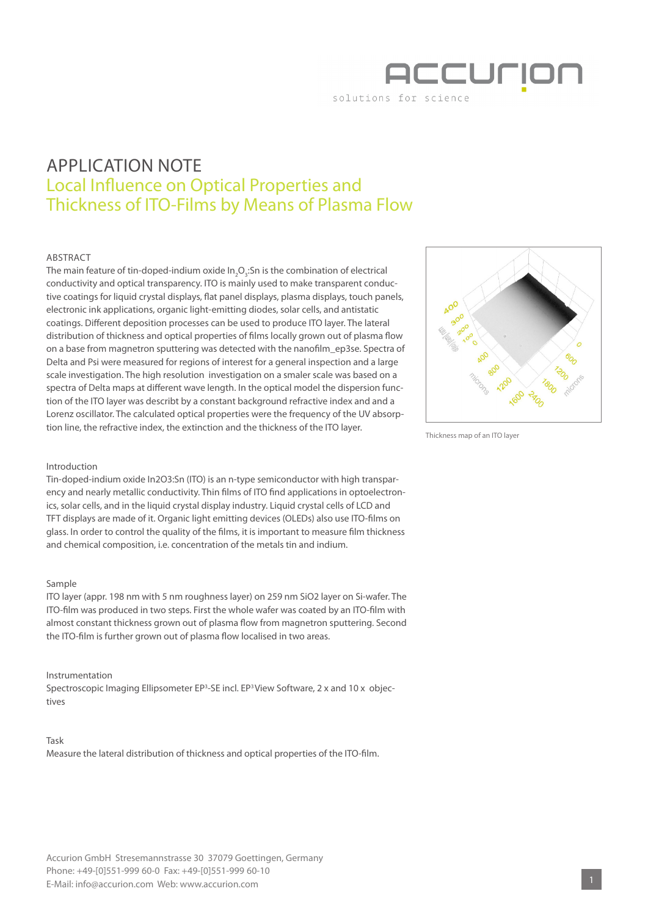# APPLICATION NOTE

## Local Influence on Optical Properties and Thickness of ITO-Films by Means of Plasma Flow

### ABSTRACT

The main feature of tin-doped-indium oxide $In_2O_3$:Sn is the combination of electrical conductivity and optical transparency. ITO is mainly used to make transparent conductive coatings for liquid crystal displays, flat panel displays, plasma displays, touch panels, electronic ink applications, organic light-emitting diodes, solar cells, and antistatic coatings. Different deposition processes can be used to produce ITO layer. The lateral distribution of thickness and optical properties of films locally grown out of plasma flow on a base from magnetron sputtering was detected with the nanofilm_ep3se. Spectra of Delta and Psi were measured for regions of interest for a general inspection and a large scale investigation. The high resolution investigation on a smaler scale was based on a spectra of Delta maps at different wave length. In the optical model the dispersion function of the ITO layer was describt by a constant background refractive index and and a Lorenz oscillator. The calculated optical properties were the frequency of the UV absorption line, the refractive index, the extinction and the thickness of the ITO layer.

Thickness map of an ITO layer

### Introduction

Tin-doped-indium oxide In2O3:Sn (ITO) is an n-type semiconductor with high transparency and nearly metallic conductivity. Thin films of ITO find applications in optoelectronics, solar cells, and in the liquid crystal display industry. Liquid crystal cells of LCD and TFT displays are made of it. Organic light emitting devices (OLEDs) also use ITO-films on glass. In order to control the quality of the films, it is important to measure film thickness and chemical composition, i.e. concentration of the metals tin and indium.

### Sample

ITO layer (appr. 198 nm with 5 nm roughness layer) on 259 nm SiO2 layer on Si-wafer. The ITO-film was produced in two steps. First the whole wafer was coated by an ITO-film with almost constant thickness grown out of plasma flow from magnetron sputtering. Second the ITO-film is further grown out of plasma flow localised in two areas.

### Instrumentation

Spectroscopic Imaging Ellipsometer EP³-SE incl. EP³ View Software, 2 x and 10 x objectives

### Task

Measure the lateral distribution of thickness and optical properties of the ITO-film.

Accurion GmbH Stresemannstrasse 30 37079 Goettingen, Germany
Phone: +49-[0]551-999 60-0 Fax: +49-[0]551-999 60-10
E-Mail: info@accurion.com Web: www.accurion.com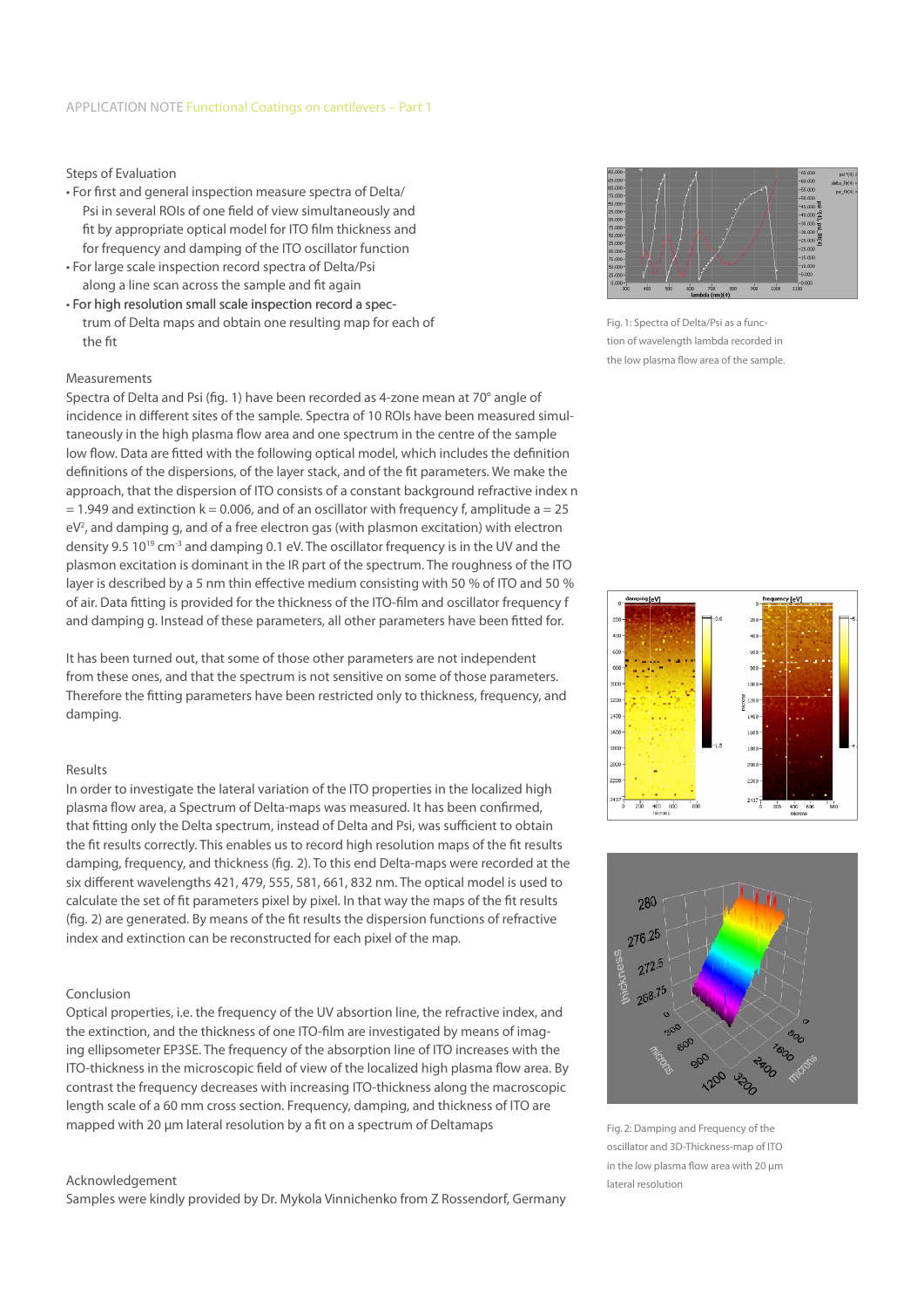## Steps of Evaluation

- For first and general inspection measure spectra of Delta/Psi in several ROIs of one field of view simultaneously and fit by appropriate optical model for ITO film thickness and for frequency and damping of the ITO oscillator function
- For large scale inspection record spectra of Delta/Psi along a line scan across the sample and fit again
- For high resolution small scale inspection record a spectrum of Delta maps and obtain one resulting map for each of the fit

## Measurements

Spectra of Delta and Psi (fig. 1) have been recorded as 4-zone mean at 70° angle of incidence in different sites of the sample. Spectra of 10 ROIs have been measured simultaneously in the high plasma flow area and one spectrum in the centre of the sample low flow. Data are fitted with the following optical model, which includes the definition definitions of the dispersions, of the layer stack, and of the fit parameters. We make the approach, that the dispersion of ITO consists of a constant background refractive index n = 1.949 and extinction k = 0.006, and of an oscillator with frequency f, amplitude a = 25 $eV^2$, and damping g, and of a free electron gas (with plasmon excitation) with electron density 9.5 $10^{19}$ $cm^{-3}$ and damping 0.1 eV. The oscillator frequency is in the UV and the plasmon excitation is dominant in the IR part of the spectrum. The roughness of the ITO layer is described by a 5 nm thin effective medium consisting with 50 % of ITO and 50 % of air. Data fitting is provided for the thickness of the ITO-film and oscillator frequency f and damping g. Instead of these parameters, all other parameters have been fitted for.

It has been turned out, that some of those other parameters are not independent from these ones, and that the spectrum is not sensitive on some of those parameters. Therefore the fitting parameters have been restricted only to thickness, frequency, and damping.

Fig. 1: Spectra of Delta/Psi as a function of wavelength lambda recorded in the low plasma flow area of the sample.

## Results

In order to investigate the lateral variation of the ITO properties in the localized high plasma flow area, a Spectrum of Delta-maps was measured. It has been confirmed, that fitting only the Delta spectrum, instead of Delta and Psi, was sufficient to obtain the fit results correctly. This enables us to record high resolution maps of the fit results damping, frequency, and thickness (fig. 2). To this end Delta-maps were recorded at the six different wavelengths 421, 479, 555, 581, 661, 832 nm. The optical model is used to calculate the set of fit parameters pixel by pixel. In that way the maps of the fit results (fig. 2) are generated. By means of the fit results the dispersion functions of refractive index and extinction can be reconstructed for each pixel of the map.

Fig. 2: Damping and Frequency of the oscillator and 3D-Thickness-map of ITO in the low plasma flow area with 20 µm lateral resolution

## Conclusion

Optical properties, i.e. the frequency of the UV absorption line, the refractive index, and the extinction, and the thickness of one ITO-film are investigated by means of imaging ellipsometer EP3SE. The frequency of the absorption line of ITO increases with the ITO-thickness in the microscopic field of view of the localized high plasma flow area. By contrast the frequency decreases with increasing ITO-thickness along the macroscopic length scale of a 60 mm cross section. Frequency, damping, and thickness of ITO are mapped with 20 µm lateral resolution by a fit on a spectrum of Deltamaps

## Acknowledgement

Samples were kindly provided by Dr. Mykola Vinnichenko from Z Rossendorf, Germany